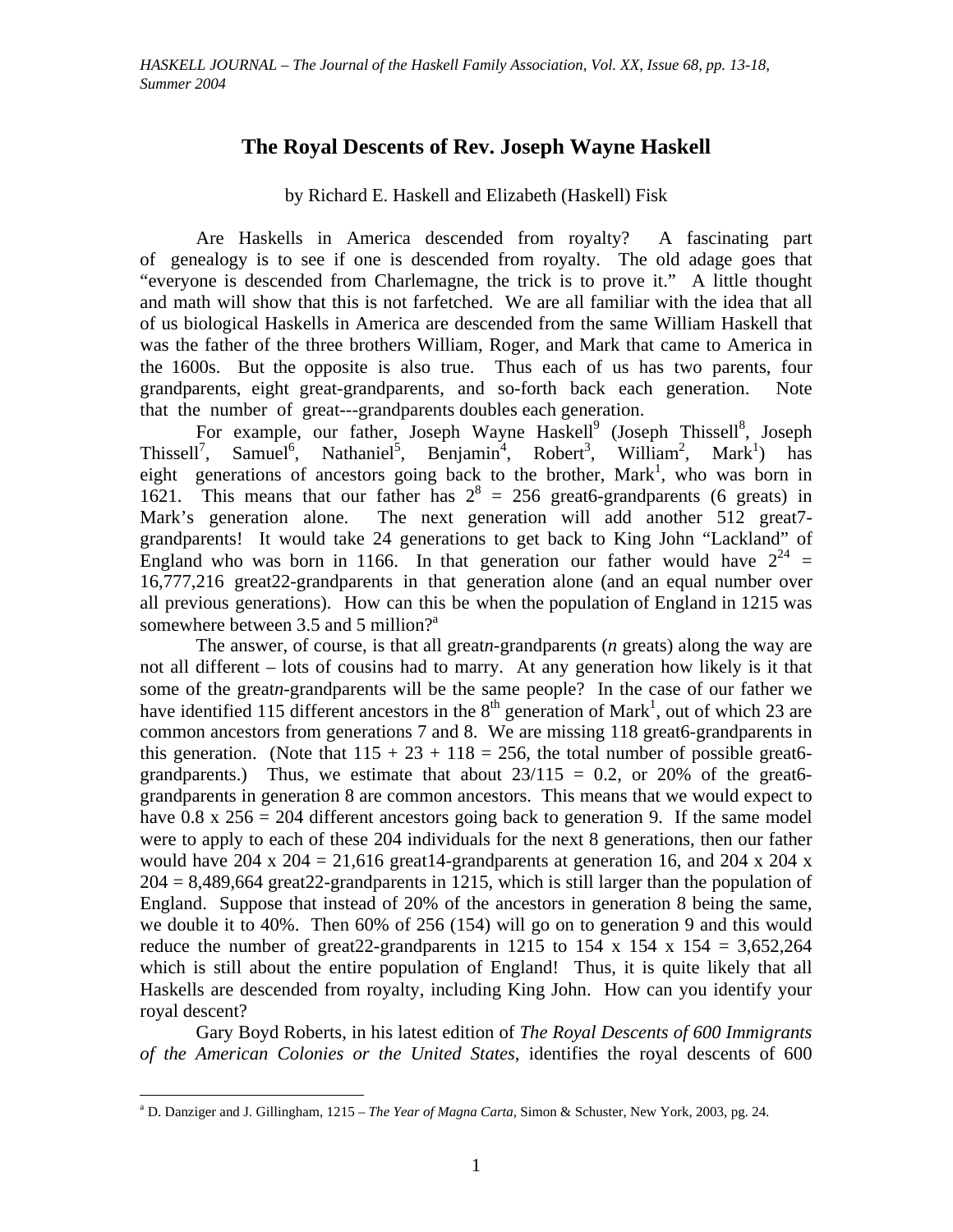# The Royal Descents of Rev. Joseph Wayne Haskell

by Richard E. Haskell and Elizabeth (Haskell) Fisk

Are Haskells in America descended from royalty? A fascinating part of genealogy is to see if one is descended from royalty. The old adage goes that "everyone is descended from Charlemagne, the trick is to prove it." A little thought and math will show that this is not farfetched. We are all familiar with the idea that all of us biological Haskells in America are descended from the same William Haskell that was the father of the three brothers William, Roger, and Mark that came to America in the 1600s. But the opposite is also true. Thus each of us has two parents, four grandparents, eight great-grandparents, and so-forth back each generation. Note that the number of great---grandparents doubles each generation.

For example, our father, Joseph Wayne Haskell[9] (Joseph Thissell[8], Joseph Thissell[7], Samuel[6], Nathaniel[5], Benjamin[4], Robert[3], William[2], Mark[1]) has eight generations of ancestors going back to the brother, Mark[1], who was born in 1621. This means that our father has $2^8 = 256$ great6-grandparents (6 greats) in Mark's generation alone. The next generation will add another 512 great7-grandparents! It would take 24 generations to get back to King John "Lackland" of England who was born in 1166. In that generation our father would have $2^{24} = 16{,}777{,}216$ great22-grandparents in that generation alone (and an equal number over all previous generations). How can this be when the population of England in 1215 was somewhere between 3.5 and 5 million?[a]

The answer, of course, is that all great*n*-grandparents (*n* greats) along the way are not all different – lots of cousins had to marry. At any generation how likely is it that some of the great*n*-grandparents will be the same people? In the case of our father we have identified 115 different ancestors in the 8th generation of Mark[1], out of which 23 are common ancestors from generations 7 and 8. We are missing 118 great6-grandparents in this generation. (Note that $115 + 23 + 118 = 256$, the total number of possible great6-grandparents.) Thus, we estimate that about $23/115 = 0.2$, or 20% of the great6-grandparents in generation 8 are common ancestors. This means that we would expect to have $0.8 \times 256 = 204$ different ancestors going back to generation 9. If the same model were to apply to each of these 204 individuals for the next 8 generations, then our father would have $204 \times 204 = 21{,}616$ great14-grandparents at generation 16, and $204 \times 204 \times 204 = 8{,}489{,}664$ great22-grandparents in 1215, which is still larger than the population of England. Suppose that instead of 20% of the ancestors in generation 8 being the same, we double it to 40%. Then 60% of 256 (154) will go on to generation 9 and this would reduce the number of great22-grandparents in 1215 to $154 \times 154 \times 154 = 3{,}652{,}264$ which is still about the entire population of England! Thus, it is quite likely that all Haskells are descended from royalty, including King John. How can you identify your royal descent?

Gary Boyd Roberts, in his latest edition of *The Royal Descents of 600 Immigrants of the American Colonies or the United States*, identifies the royal descents of 600

---

[a] D. Danziger and J. Gillingham, 1215 – *The Year of Magna Carta*, Simon & Schuster, New York, 2003, pg. 24.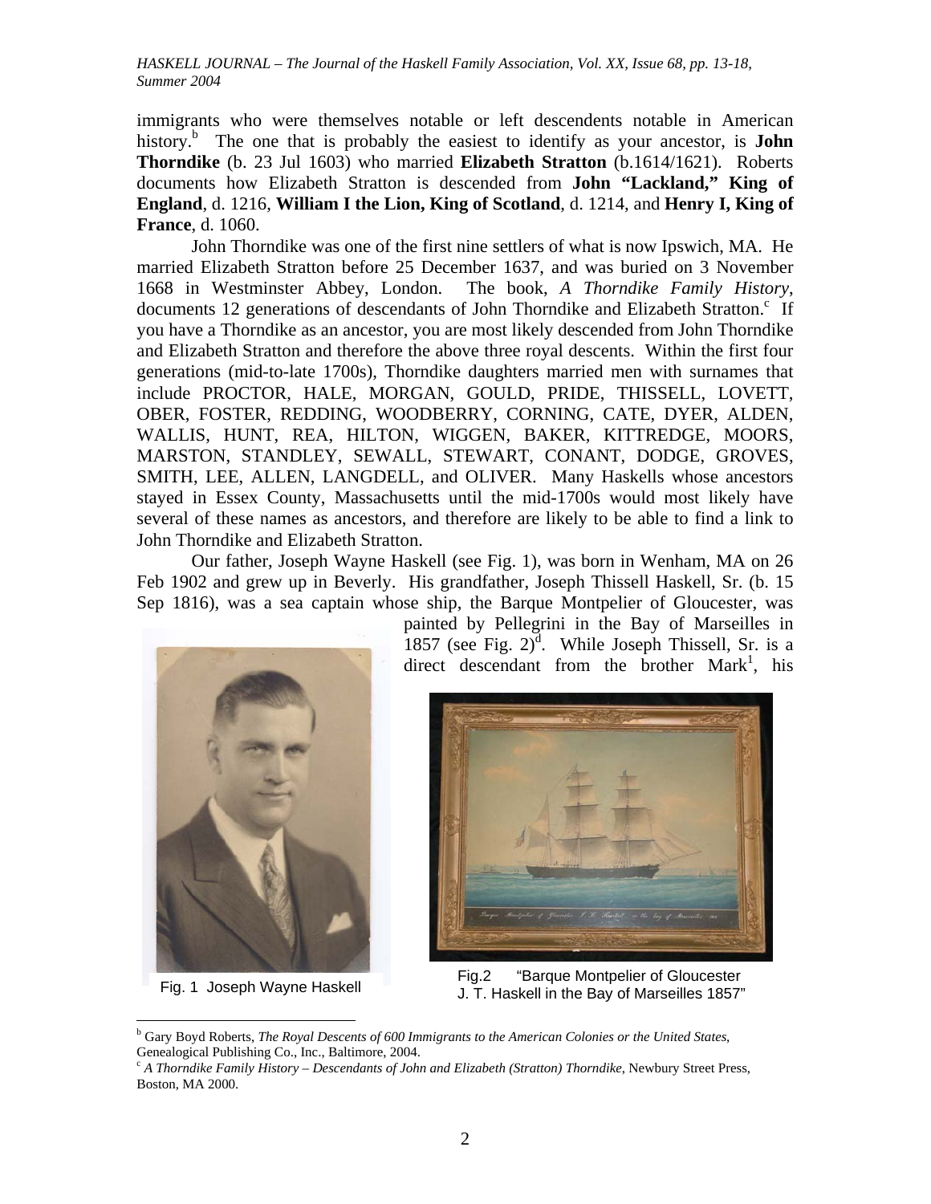immigrants who were themselves notable or left descendents notable in American history.[b] The one that is probably the easiest to identify as your ancestor, is **John Thorndike** (b. 23 Jul 1603) who married **Elizabeth Stratton** (b.1614/1621). Roberts documents how Elizabeth Stratton is descended from **John "Lackland," King of England**, d. 1216, **William I the Lion, King of Scotland**, d. 1214, and **Henry I, King of France**, d. 1060.

John Thorndike was one of the first nine settlers of what is now Ipswich, MA. He married Elizabeth Stratton before 25 December 1637, and was buried on 3 November 1668 in Westminster Abbey, London. The book, *A Thorndike Family History*, documents 12 generations of descendants of John Thorndike and Elizabeth Stratton.[c] If you have a Thorndike as an ancestor, you are most likely descended from John Thorndike and Elizabeth Stratton and therefore the above three royal descents. Within the first four generations (mid-to-late 1700s), Thorndike daughters married men with surnames that include PROCTOR, HALE, MORGAN, GOULD, PRIDE, THISSELL, LOVETT, OBER, FOSTER, REDDING, WOODBERRY, CORNING, CATE, DYER, ALDEN, WALLIS, HUNT, REA, HILTON, WIGGEN, BAKER, KITTREDGE, MOORS, MARSTON, STANDLEY, SEWALL, STEWART, CONANT, DODGE, GROVES, SMITH, LEE, ALLEN, LANGDELL, and OLIVER. Many Haskells whose ancestors stayed in Essex County, Massachusetts until the mid-1700s would most likely have several of these names as ancestors, and therefore are likely to be able to find a link to John Thorndike and Elizabeth Stratton.

Our father, Joseph Wayne Haskell (see Fig. 1), was born in Wenham, MA on 26 Feb 1902 and grew up in Beverly. His grandfather, Joseph Thissell Haskell, Sr. (b. 15 Sep 1816), was a sea captain whose ship, the Barque Montpelier of Gloucester, was painted by Pellegrini in the Bay of Marseilles in 1857 (see Fig. 2)[d]. While Joseph Thissell, Sr. is a direct descendant from the brother Mark[1], his

Fig. 1 Joseph Wayne Haskell

Fig.2 "Barque Montpelier of Gloucester J. T. Haskell in the Bay of Marseilles 1857"

---

[b] Gary Boyd Roberts, *The Royal Descents of 600 Immigrants to the American Colonies or the United States*, Genealogical Publishing Co., Inc., Baltimore, 2004.

[c] *A Thorndike Family History – Descendants of John and Elizabeth (Stratton) Thorndike*, Newbury Street Press, Boston, MA 2000.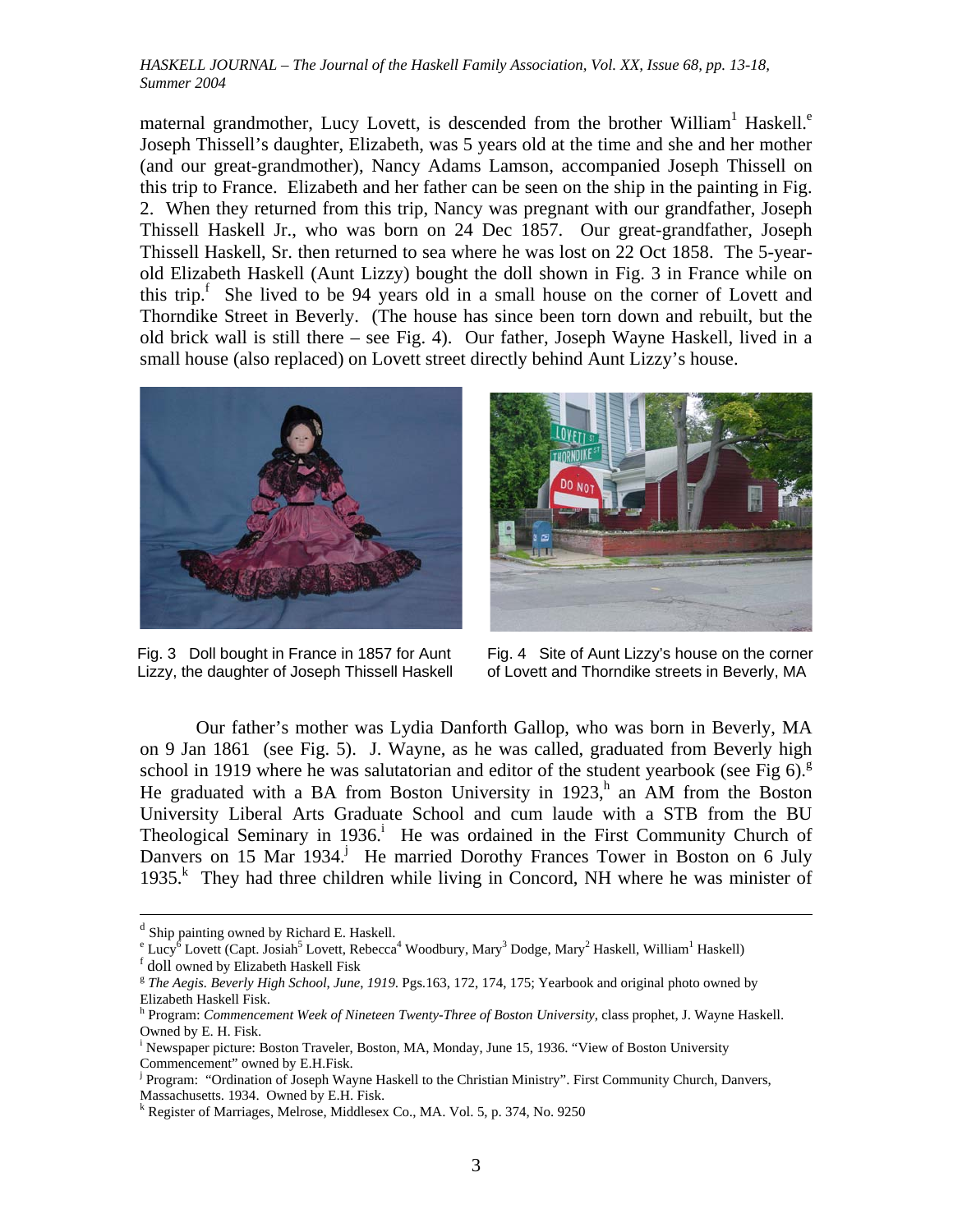maternal grandmother, Lucy Lovett, is descended from the brother William[1] Haskell.[e] Joseph Thissell's daughter, Elizabeth, was 5 years old at the time and she and her mother (and our great-grandmother), Nancy Adams Lamson, accompanied Joseph Thissell on this trip to France. Elizabeth and her father can be seen on the ship in the painting in Fig. 2. When they returned from this trip, Nancy was pregnant with our grandfather, Joseph Thissell Haskell Jr., who was born on 24 Dec 1857. Our great-grandfather, Joseph Thissell Haskell, Sr. then returned to sea where he was lost on 22 Oct 1858. The 5-year-old Elizabeth Haskell (Aunt Lizzy) bought the doll shown in Fig. 3 in France while on this trip.[f] She lived to be 94 years old in a small house on the corner of Lovett and Thorndike Street in Beverly. (The house has since been torn down and rebuilt, but the old brick wall is still there – see Fig. 4). Our father, Joseph Wayne Haskell, lived in a small house (also replaced) on Lovett street directly behind Aunt Lizzy's house.

Fig. 3 Doll bought in France in 1857 for Aunt Lizzy, the daughter of Joseph Thissell Haskell

Fig. 4 Site of Aunt Lizzy's house on the corner of Lovett and Thorndike streets in Beverly, MA

Our father's mother was Lydia Danforth Gallop, who was born in Beverly, MA on 9 Jan 1861 (see Fig. 5). J. Wayne, as he was called, graduated from Beverly high school in 1919 where he was salutatorian and editor of the student yearbook (see Fig 6).[g] He graduated with a BA from Boston University in 1923,[h] an AM from the Boston University Liberal Arts Graduate School and cum laude with a STB from the BU Theological Seminary in 1936.[i] He was ordained in the First Community Church of Danvers on 15 Mar 1934.[j] He married Dorothy Frances Tower in Boston on 6 July 1935.[k] They had three children while living in Concord, NH where he was minister of

---

[d] Ship painting owned by Richard E. Haskell.

[e] Lucy[6] Lovett (Capt. Josiah[5] Lovett, Rebecca[4] Woodbury, Mary[3] Dodge, Mary[2] Haskell, William[1] Haskell)

[f] doll owned by Elizabeth Haskell Fisk

[g] *The Aegis. Beverly High School, June, 1919.* Pgs.163, 172, 174, 175; Yearbook and original photo owned by Elizabeth Haskell Fisk.

[h] Program: *Commencement Week of Nineteen Twenty-Three of Boston University*, class prophet, J. Wayne Haskell. Owned by E. H. Fisk.

[i] Newspaper picture: Boston Traveler, Boston, MA, Monday, June 15, 1936. "View of Boston University Commencement" owned by E.H.Fisk.

[j] Program: "Ordination of Joseph Wayne Haskell to the Christian Ministry". First Community Church, Danvers, Massachusetts. 1934. Owned by E.H. Fisk.

[k] Register of Marriages, Melrose, Middlesex Co., MA. Vol. 5, p. 374, No. 9250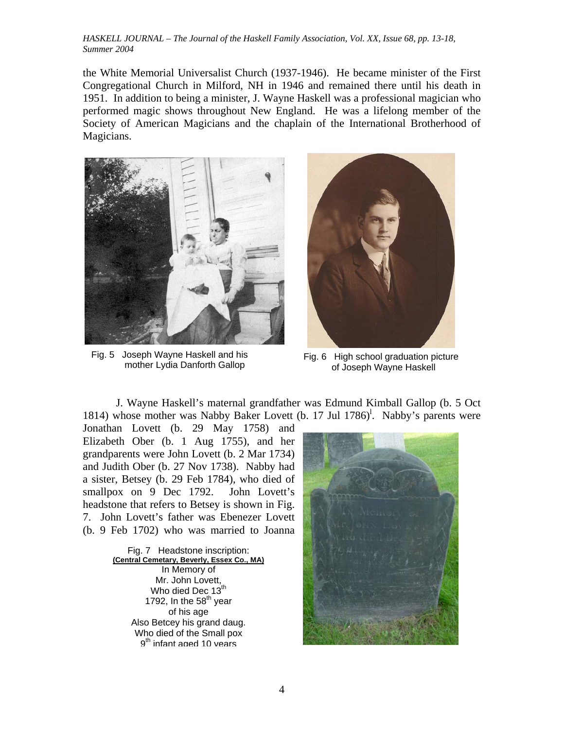the White Memorial Universalist Church (1937-1946). He became minister of the First Congregational Church in Milford, NH in 1946 and remained there until his death in 1951. In addition to being a minister, J. Wayne Haskell was a professional magician who performed magic shows throughout New England. He was a lifelong member of the Society of American Magicians and the chaplain of the International Brotherhood of Magicians.

Fig. 5 Joseph Wayne Haskell and his mother Lydia Danforth Gallop

Fig. 6 High school graduation picture of Joseph Wayne Haskell

J. Wayne Haskell's maternal grandfather was Edmund Kimball Gallop (b. 5 Oct 1814) whose mother was Nabby Baker Lovett (b. 17 Jul 1786)[l]. Nabby's parents were Jonathan Lovett (b. 29 May 1758) and Elizabeth Ober (b. 1 Aug 1755), and her grandparents were John Lovett (b. 2 Mar 1734) and Judith Ober (b. 27 Nov 1738). Nabby had a sister, Betsey (b. 29 Feb 1784), who died of smallpox on 9 Dec 1792. John Lovett's headstone that refers to Betsey is shown in Fig. 7. John Lovett's father was Ebenezer Lovett (b. 9 Feb 1702) who was married to Joanna

Fig. 7 Headstone inscription:
**(Central Cemetary, Beverly, Essex Co., MA)**
In Memory of
Mr. John Lovett,
Who died Dec 13th
1792, In the 58th year
of his age
Also Betcey his grand daug.
Who died of the Small pox
9th infant aged 10 years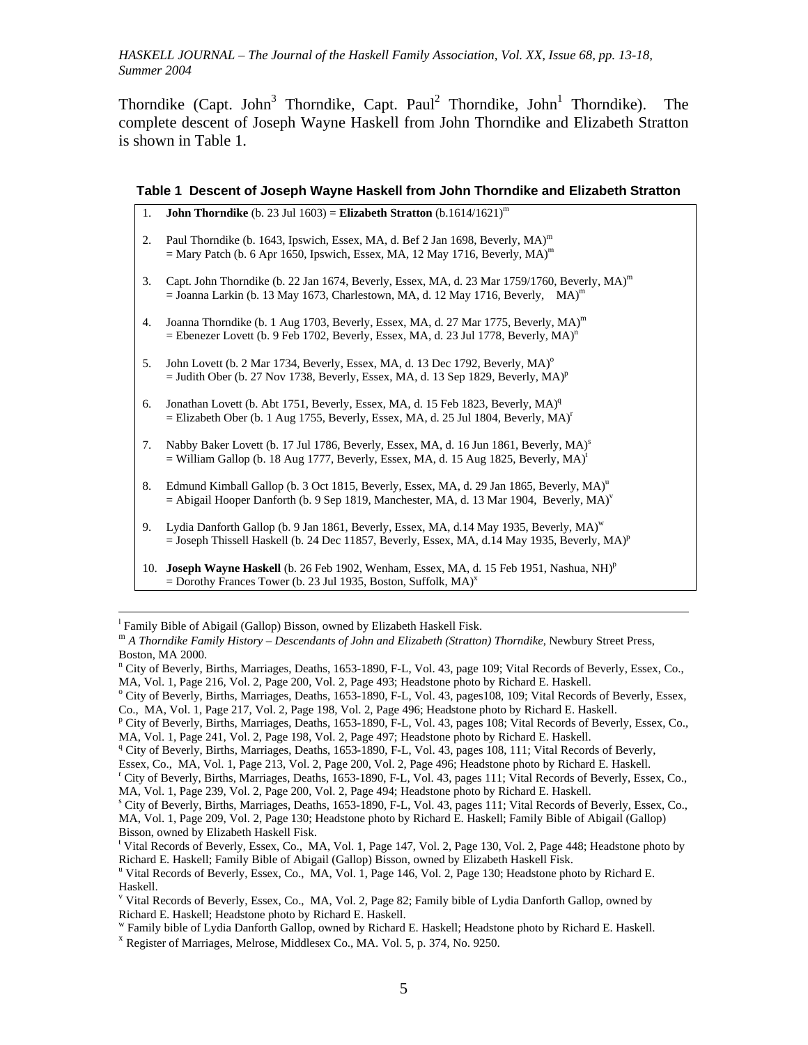Thorndike (Capt. John[3] Thorndike, Capt. Paul[2] Thorndike, John[1] Thorndike). The complete descent of Joseph Wayne Haskell from John Thorndike and Elizabeth Stratton is shown in Table 1.

**Table 1 Descent of Joseph Wayne Haskell from John Thorndike and Elizabeth Stratton**

| | |
|---|---|
| 1. | **John Thorndike** (b. 23 Jul 1603) = **Elizabeth Stratton** (b.1614/1621)[m] |
| 2. | Paul Thorndike (b. 1643, Ipswich, Essex, MA, d. Bef 2 Jan 1698, Beverly, MA)[m]<br>= Mary Patch (b. 6 Apr 1650, Ipswich, Essex, MA, 12 May 1716, Beverly, MA)[m] |
| 3. | Capt. John Thorndike (b. 22 Jan 1674, Beverly, Essex, MA, d. 23 Mar 1759/1760, Beverly, MA)[m]<br>= Joanna Larkin (b. 13 May 1673, Charlestown, MA, d. 12 May 1716, Beverly, MA)[m] |
| 4. | Joanna Thorndike (b. 1 Aug 1703, Beverly, Essex, MA, d. 27 Mar 1775, Beverly, MA)[m]<br>= Ebenezer Lovett (b. 9 Feb 1702, Beverly, Essex, MA, d. 23 Jul 1778, Beverly, MA)[n] |
| 5. | John Lovett (b. 2 Mar 1734, Beverly, Essex, MA, d. 13 Dec 1792, Beverly, MA)[o]<br>= Judith Ober (b. 27 Nov 1738, Beverly, Essex, MA, d. 13 Sep 1829, Beverly, MA)[p] |
| 6. | Jonathan Lovett (b. Abt 1751, Beverly, Essex, MA, d. 15 Feb 1823, Beverly, MA)[q]<br>= Elizabeth Ober (b. 1 Aug 1755, Beverly, Essex, MA, d. 25 Jul 1804, Beverly, MA)[r] |
| 7. | Nabby Baker Lovett (b. 17 Jul 1786, Beverly, Essex, MA, d. 16 Jun 1861, Beverly, MA)[s]<br>= William Gallop (b. 18 Aug 1777, Beverly, Essex, MA, d. 15 Aug 1825, Beverly, MA)[t] |
| 8. | Edmund Kimball Gallop (b. 3 Oct 1815, Beverly, Essex, MA, d. 29 Jan 1865, Beverly, MA)[u]<br>= Abigail Hooper Danforth (b. 9 Sep 1819, Manchester, MA, d. 13 Mar 1904, Beverly, MA)[v] |
| 9. | Lydia Danforth Gallop (b. 9 Jan 1861, Beverly, Essex, MA, d.14 May 1935, Beverly, MA)[w]<br>= Joseph Thissell Haskell (b. 24 Dec 11857, Beverly, Essex, MA, d.14 May 1935, Beverly, MA)[p] |
| 10. | **Joseph Wayne Haskell** (b. 26 Feb 1902, Wenham, Essex, MA, d. 15 Feb 1951, Nashua, NH)[p]<br>= Dorothy Frances Tower (b. 23 Jul 1935, Boston, Suffolk, MA)[x] |

---

[l] Family Bible of Abigail (Gallop) Bisson, owned by Elizabeth Haskell Fisk.

[m] *A Thorndike Family History – Descendants of John and Elizabeth (Stratton) Thorndike*, Newbury Street Press, Boston, MA 2000.

[n] City of Beverly, Births, Marriages, Deaths, 1653-1890, F-L, Vol. 43, page 109; Vital Records of Beverly, Essex, Co., MA, Vol. 1, Page 216, Vol. 2, Page 200, Vol. 2, Page 493; Headstone photo by Richard E. Haskell.

[o] City of Beverly, Births, Marriages, Deaths, 1653-1890, F-L, Vol. 43, pages108, 109; Vital Records of Beverly, Essex, Co., MA, Vol. 1, Page 217, Vol. 2, Page 198, Vol. 2, Page 496; Headstone photo by Richard E. Haskell.

[p] City of Beverly, Births, Marriages, Deaths, 1653-1890, F-L, Vol. 43, pages 108; Vital Records of Beverly, Essex, Co., MA, Vol. 1, Page 241, Vol. 2, Page 198, Vol. 2, Page 497; Headstone photo by Richard E. Haskell.

[q] City of Beverly, Births, Marriages, Deaths, 1653-1890, F-L, Vol. 43, pages 108, 111; Vital Records of Beverly, Essex, Co., MA, Vol. 1, Page 213, Vol. 2, Page 200, Vol. 2, Page 496; Headstone photo by Richard E. Haskell.

[r] City of Beverly, Births, Marriages, Deaths, 1653-1890, F-L, Vol. 43, pages 111; Vital Records of Beverly, Essex, Co., MA, Vol. 1, Page 239, Vol. 2, Page 200, Vol. 2, Page 494; Headstone photo by Richard E. Haskell.

[s] City of Beverly, Births, Marriages, Deaths, 1653-1890, F-L, Vol. 43, pages 111; Vital Records of Beverly, Essex, Co., MA, Vol. 1, Page 209, Vol. 2, Page 130; Headstone photo by Richard E. Haskell; Family Bible of Abigail (Gallop) Bisson, owned by Elizabeth Haskell Fisk.

[t] Vital Records of Beverly, Essex, Co., MA, Vol. 1, Page 147, Vol. 2, Page 130, Vol. 2, Page 448; Headstone photo by Richard E. Haskell; Family Bible of Abigail (Gallop) Bisson, owned by Elizabeth Haskell Fisk.

[u] Vital Records of Beverly, Essex, Co., MA, Vol. 1, Page 146, Vol. 2, Page 130; Headstone photo by Richard E. Haskell.

[v] Vital Records of Beverly, Essex, Co., MA, Vol. 2, Page 82; Family bible of Lydia Danforth Gallop, owned by Richard E. Haskell; Headstone photo by Richard E. Haskell.

[w] Family bible of Lydia Danforth Gallop, owned by Richard E. Haskell; Headstone photo by Richard E. Haskell.

[x] Register of Marriages, Melrose, Middlesex Co., MA. Vol. 5, p. 374, No. 9250.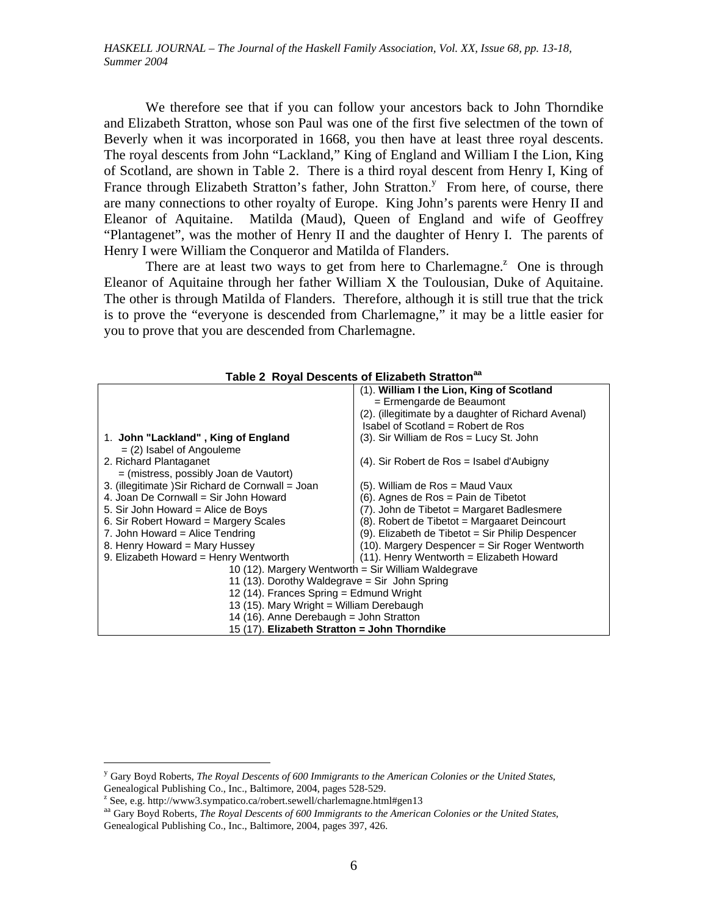We therefore see that if you can follow your ancestors back to John Thorndike and Elizabeth Stratton, whose son Paul was one of the first five selectmen of the town of Beverly when it was incorporated in 1668, you then have at least three royal descents. The royal descents from John "Lackland," King of England and William I the Lion, King of Scotland, are shown in Table 2. There is a third royal descent from Henry I, King of France through Elizabeth Stratton's father, John Stratton.[y] From here, of course, there are many connections to other royalty of Europe. King John's parents were Henry II and Eleanor of Aquitaine. Matilda (Maud), Queen of England and wife of Geoffrey "Plantagenet", was the mother of Henry II and the daughter of Henry I. The parents of Henry I were William the Conqueror and Matilda of Flanders.

There are at least two ways to get from here to Charlemagne.[z] One is through Eleanor of Aquitaine through her father William X the Toulousian, Duke of Aquitaine. The other is through Matilda of Flanders. Therefore, although it is still true that the trick is to prove the "everyone is descended from Charlemagne," it may be a little easier for you to prove that you are descended from Charlemagne.

**Table 2 Royal Descents of Elizabeth Stratton[aa]**

| | |
|---|---|
| | (1). **William I the Lion, King of Scotland** = Ermengarde de Beaumont |
| | (2). (illegitimate by a daughter of Richard Avenal) Isabel of Scotland = Robert de Ros |
| 1. **John "Lackland" , King of England** = (2) Isabel of Angouleme | (3). Sir William de Ros = Lucy St. John |
| 2. Richard Plantaganet = (mistress, possibly Joan de Vautort) | (4). Sir Robert de Ros = Isabel d'Aubigny |
| 3. (illegitimate )Sir Richard de Cornwall = Joan | (5). William de Ros = Maud Vaux |
| 4. Joan De Cornwall = Sir John Howard | (6). Agnes de Ros = Pain de Tibetot |
| 5. Sir John Howard = Alice de Boys | (7). John de Tibetot = Margaret Badlesmere |
| 6. Sir Robert Howard = Margery Scales | (8). Robert de Tibetot = Margaaret Deincourt |
| 7. John Howard = Alice Tendring | (9). Elizabeth de Tibetot = Sir Philip Despencer |
| 8. Henry Howard = Mary Hussey | (10). Margery Despencer = Sir Roger Wentworth |
| 9. Elizabeth Howard = Henry Wentworth | (11). Henry Wentworth = Elizabeth Howard |
| 10 (12). Margery Wentworth = Sir William Waldegrave | |
| 11 (13). Dorothy Waldegrave = Sir John Spring | |
| 12 (14). Frances Spring = Edmund Wright | |
| 13 (15). Mary Wright = William Derebaugh | |
| 14 (16). Anne Derebaugh = John Stratton | |
| 15 (17). **Elizabeth Stratton = John Thorndike** | |

---

[y] Gary Boyd Roberts, *The Royal Descents of 600 Immigrants to the American Colonies or the United States*, Genealogical Publishing Co., Inc., Baltimore, 2004, pages 528-529.

[z] See, e.g. http://www3.sympatico.ca/robert.sewell/charlemagne.html#gen13

[aa] Gary Boyd Roberts, *The Royal Descents of 600 Immigrants to the American Colonies or the United States*, Genealogical Publishing Co., Inc., Baltimore, 2004, pages 397, 426.